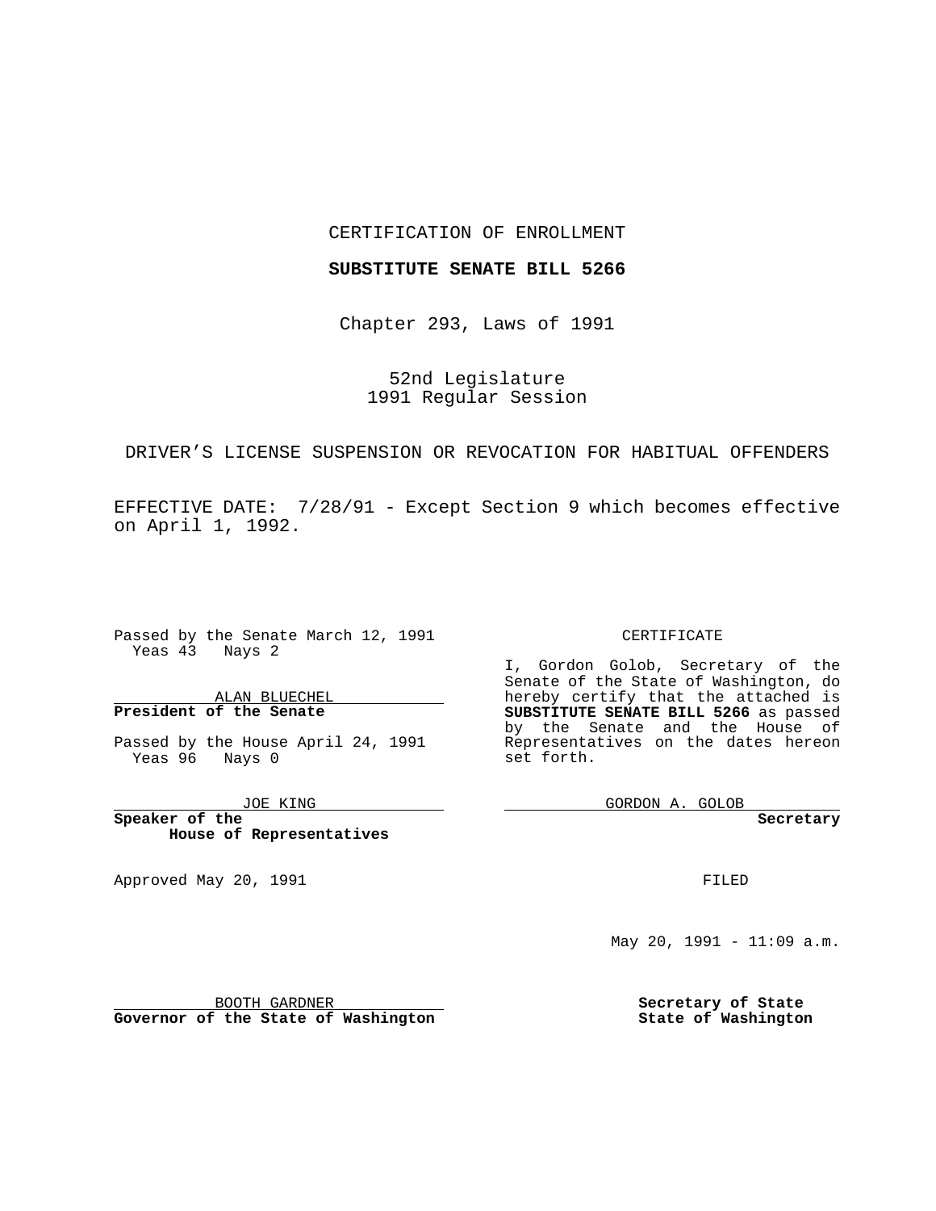CERTIFICATION OF ENROLLMENT

**SUBSTITUTE SENATE BILL 5266**

Chapter 293, Laws of 1991

52nd Legislature
1991 Regular Session

DRIVER'S LICENSE SUSPENSION OR REVOCATION FOR HABITUAL OFFENDERS

EFFECTIVE DATE: 7/28/91 - Except Section 9 which becomes effective on April 1, 1992.

Passed by the Senate March 12, 1991
Yeas 43 Nays 2

ALAN BLUECHEL
**President of the Senate**

Passed by the House April 24, 1991
Yeas 96 Nays 0

JOE KING
**Speaker of the House of Representatives**

Approved May 20, 1991

BOOTH GARDNER
**Governor of the State of Washington**

CERTIFICATE

I, Gordon Golob, Secretary of the Senate of the State of Washington, do hereby certify that the attached is **SUBSTITUTE SENATE BILL 5266** as passed by the Senate and the House of Representatives on the dates hereon set forth.

GORDON A. GOLOB
**Secretary**

FILED

May 20, 1991 - 11:09 a.m.

**Secretary of State**
**State of Washington**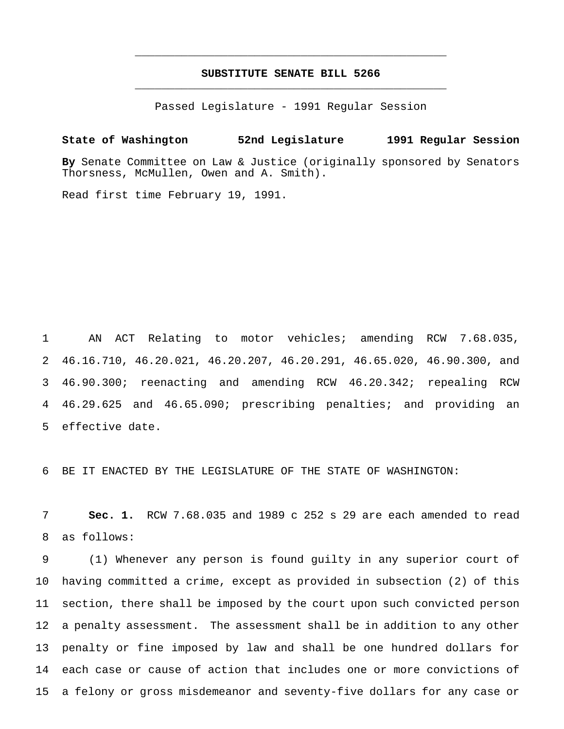# SUBSTITUTE SENATE BILL 5266

Passed Legislature - 1991 Regular Session

**State of Washington 52nd Legislature 1991 Regular Session**

**By** Senate Committee on Law & Justice (originally sponsored by Senators Thorsness, McMullen, Owen and A. Smith).

Read first time February 19, 1991.

AN ACT Relating to motor vehicles; amending RCW 7.68.035, 46.16.710, 46.20.021, 46.20.207, 46.20.291, 46.65.020, 46.90.300, and 46.90.300; reenacting and amending RCW 46.20.342; repealing RCW 46.29.625 and 46.65.090; prescribing penalties; and providing an effective date.

BE IT ENACTED BY THE LEGISLATURE OF THE STATE OF WASHINGTON:

**Sec. 1.** RCW 7.68.035 and 1989 c 252 s 29 are each amended to read as follows:

(1) Whenever any person is found guilty in any superior court of having committed a crime, except as provided in subsection (2) of this section, there shall be imposed by the court upon such convicted person a penalty assessment. The assessment shall be in addition to any other penalty or fine imposed by law and shall be one hundred dollars for each case or cause of action that includes one or more convictions of a felony or gross misdemeanor and seventy-five dollars for any case or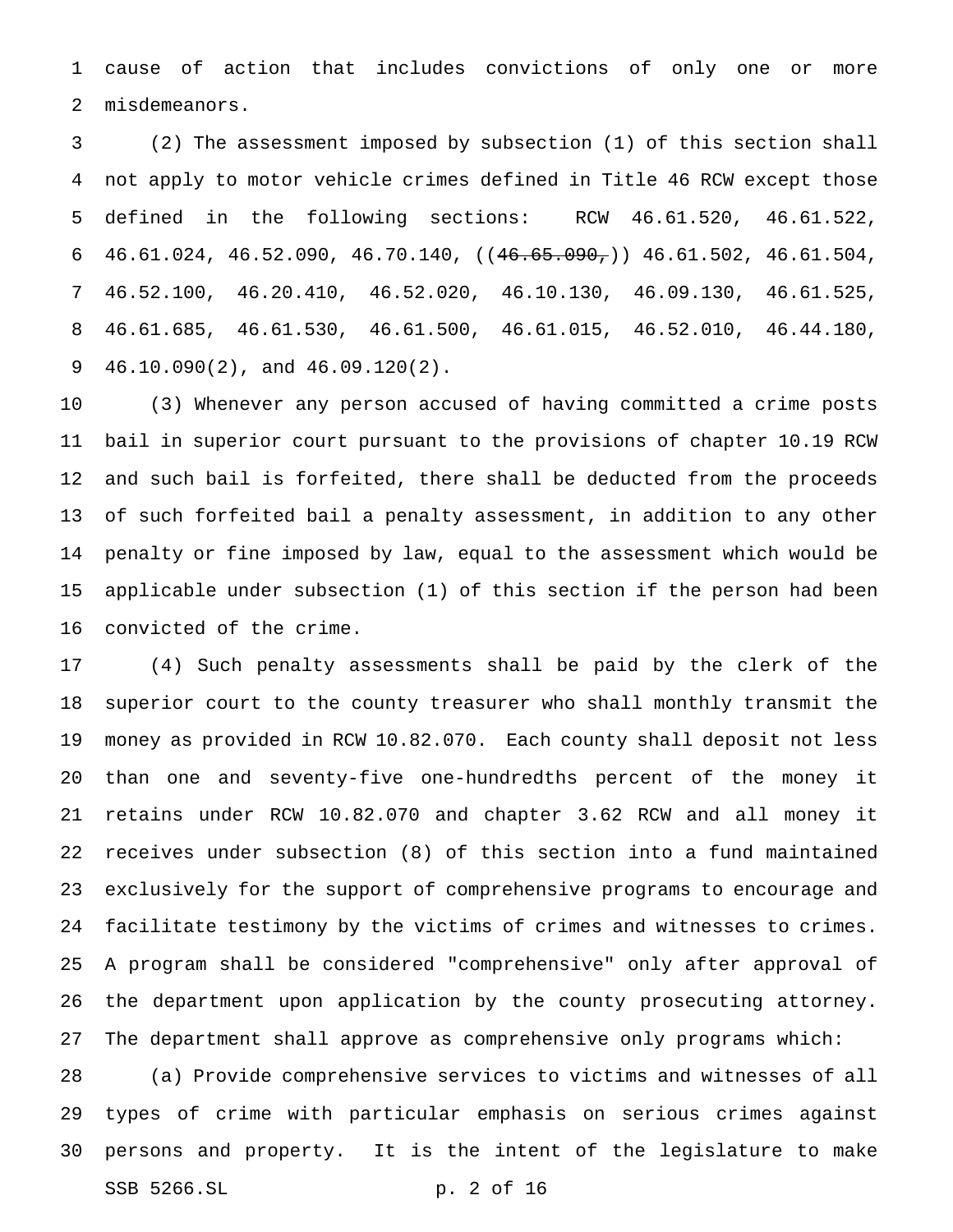cause of action that includes convictions of only one or more misdemeanors.

(2) The assessment imposed by subsection (1) of this section shall not apply to motor vehicle crimes defined in Title 46 RCW except those defined in the following sections: RCW 46.61.520, 46.61.522, 46.61.024, 46.52.090, 46.70.140, ((~~46.65.090,~~)) 46.61.502, 46.61.504, 46.52.100, 46.20.410, 46.52.020, 46.10.130, 46.09.130, 46.61.525, 46.61.685, 46.61.530, 46.61.500, 46.61.015, 46.52.010, 46.44.180, 46.10.090(2), and 46.09.120(2).

(3) Whenever any person accused of having committed a crime posts bail in superior court pursuant to the provisions of chapter 10.19 RCW and such bail is forfeited, there shall be deducted from the proceeds of such forfeited bail a penalty assessment, in addition to any other penalty or fine imposed by law, equal to the assessment which would be applicable under subsection (1) of this section if the person had been convicted of the crime.

(4) Such penalty assessments shall be paid by the clerk of the superior court to the county treasurer who shall monthly transmit the money as provided in RCW 10.82.070. Each county shall deposit not less than one and seventy-five one-hundredths percent of the money it retains under RCW 10.82.070 and chapter 3.62 RCW and all money it receives under subsection (8) of this section into a fund maintained exclusively for the support of comprehensive programs to encourage and facilitate testimony by the victims of crimes and witnesses to crimes. A program shall be considered "comprehensive" only after approval of the department upon application by the county prosecuting attorney. The department shall approve as comprehensive only programs which:

(a) Provide comprehensive services to victims and witnesses of all types of crime with particular emphasis on serious crimes against persons and property. It is the intent of the legislature to make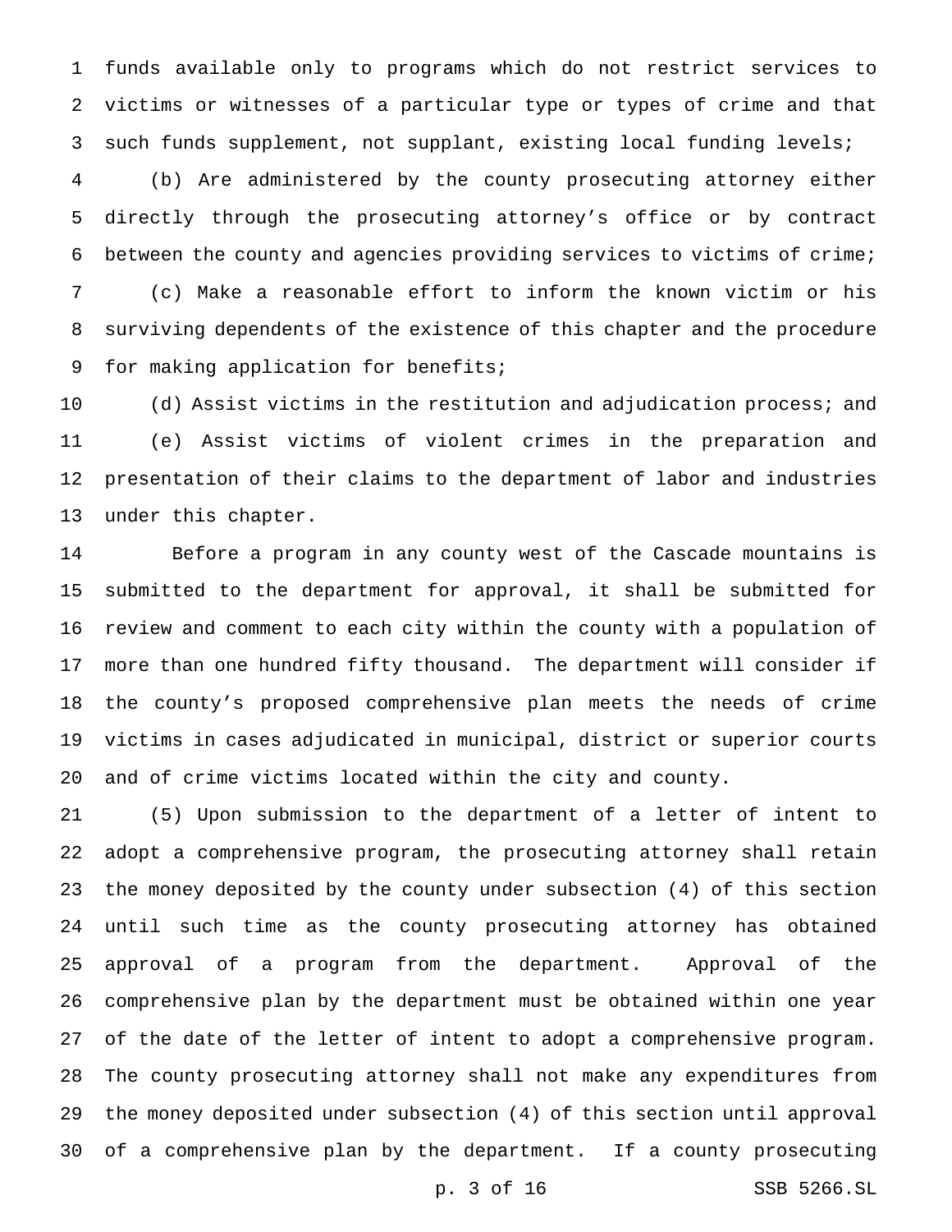funds available only to programs which do not restrict services to victims or witnesses of a particular type or types of crime and that such funds supplement, not supplant, existing local funding levels;

(b) Are administered by the county prosecuting attorney either directly through the prosecuting attorney's office or by contract between the county and agencies providing services to victims of crime;

(c) Make a reasonable effort to inform the known victim or his surviving dependents of the existence of this chapter and the procedure for making application for benefits;

(d) Assist victims in the restitution and adjudication process; and

(e) Assist victims of violent crimes in the preparation and presentation of their claims to the department of labor and industries under this chapter.

Before a program in any county west of the Cascade mountains is submitted to the department for approval, it shall be submitted for review and comment to each city within the county with a population of more than one hundred fifty thousand. The department will consider if the county's proposed comprehensive plan meets the needs of crime victims in cases adjudicated in municipal, district or superior courts and of crime victims located within the city and county.

(5) Upon submission to the department of a letter of intent to adopt a comprehensive program, the prosecuting attorney shall retain the money deposited by the county under subsection (4) of this section until such time as the county prosecuting attorney has obtained approval of a program from the department. Approval of the comprehensive plan by the department must be obtained within one year of the date of the letter of intent to adopt a comprehensive program. The county prosecuting attorney shall not make any expenditures from the money deposited under subsection (4) of this section until approval of a comprehensive plan by the department. If a county prosecuting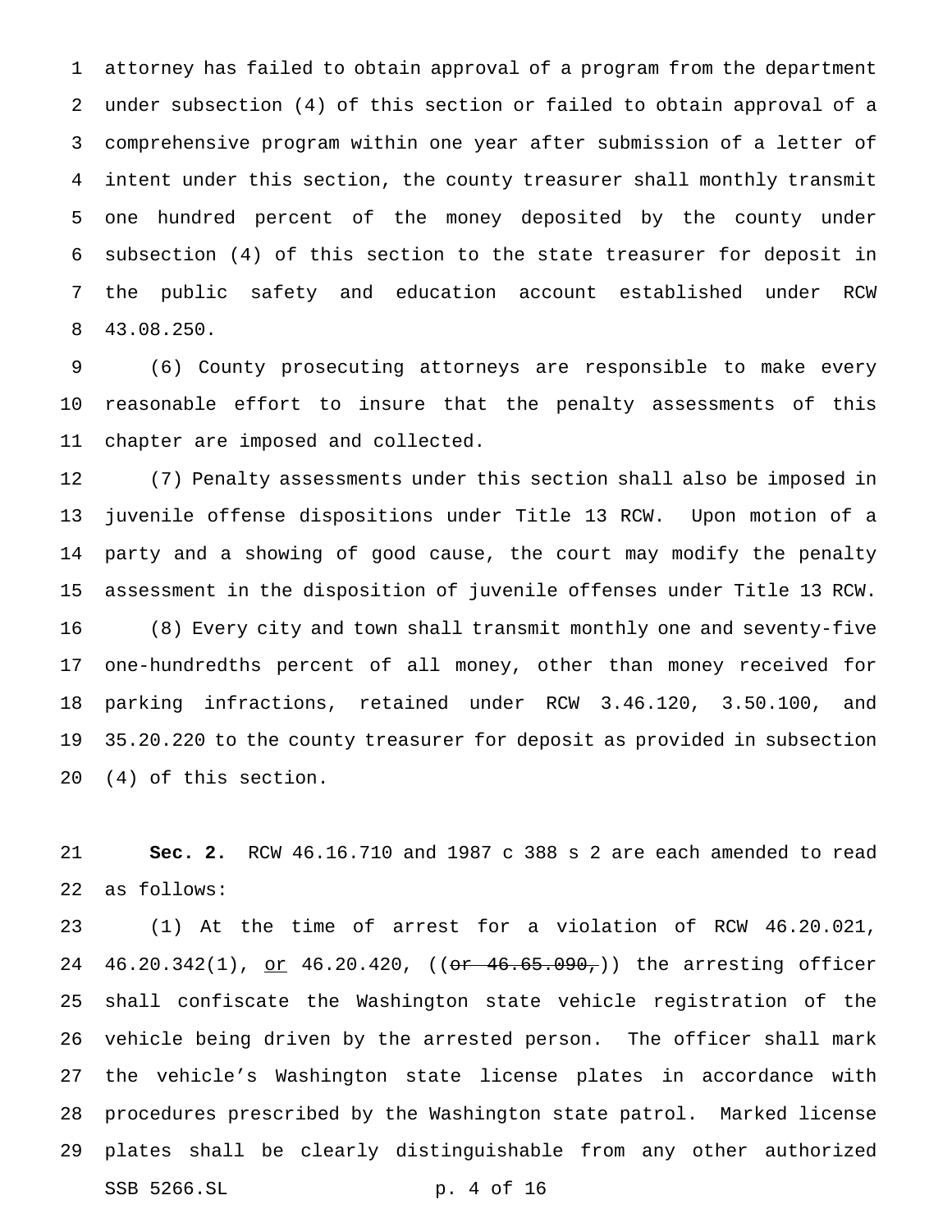attorney has failed to obtain approval of a program from the department under subsection (4) of this section or failed to obtain approval of a comprehensive program within one year after submission of a letter of intent under this section, the county treasurer shall monthly transmit one hundred percent of the money deposited by the county under subsection (4) of this section to the state treasurer for deposit in the public safety and education account established under RCW 43.08.250.

(6) County prosecuting attorneys are responsible to make every reasonable effort to insure that the penalty assessments of this chapter are imposed and collected.

(7) Penalty assessments under this section shall also be imposed in juvenile offense dispositions under Title 13 RCW. Upon motion of a party and a showing of good cause, the court may modify the penalty assessment in the disposition of juvenile offenses under Title 13 RCW.

(8) Every city and town shall transmit monthly one and seventy-five one-hundredths percent of all money, other than money received for parking infractions, retained under RCW 3.46.120, 3.50.100, and 35.20.220 to the county treasurer for deposit as provided in subsection (4) of this section.

**Sec. 2.** RCW 46.16.710 and 1987 c 388 s 2 are each amended to read as follows:

(1) At the time of arrest for a violation of RCW 46.20.021, 46.20.342(1), <u>or</u> 46.20.420, ((~~or 46.65.090,~~)) the arresting officer shall confiscate the Washington state vehicle registration of the vehicle being driven by the arrested person. The officer shall mark the vehicle's Washington state license plates in accordance with procedures prescribed by the Washington state patrol. Marked license plates shall be clearly distinguishable from any other authorized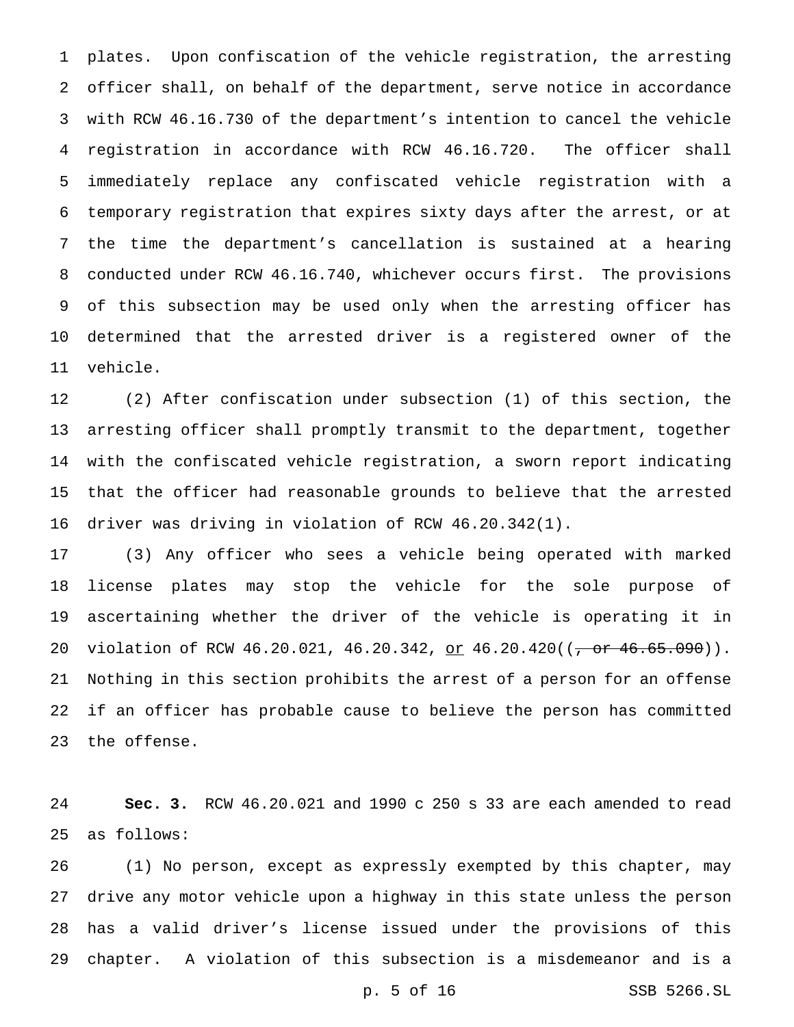plates. Upon confiscation of the vehicle registration, the arresting officer shall, on behalf of the department, serve notice in accordance with RCW 46.16.730 of the department's intention to cancel the vehicle registration in accordance with RCW 46.16.720. The officer shall immediately replace any confiscated vehicle registration with a temporary registration that expires sixty days after the arrest, or at the time the department's cancellation is sustained at a hearing conducted under RCW 46.16.740, whichever occurs first. The provisions of this subsection may be used only when the arresting officer has determined that the arrested driver is a registered owner of the vehicle.

(2) After confiscation under subsection (1) of this section, the arresting officer shall promptly transmit to the department, together with the confiscated vehicle registration, a sworn report indicating that the officer had reasonable grounds to believe that the arrested driver was driving in violation of RCW 46.20.342(1).

(3) Any officer who sees a vehicle being operated with marked license plates may stop the vehicle for the sole purpose of ascertaining whether the driver of the vehicle is operating it in violation of RCW 46.20.021, 46.20.342, <u>or</u> 46.20.420((~~, or 46.65.090~~)). Nothing in this section prohibits the arrest of a person for an offense if an officer has probable cause to believe the person has committed the offense.

**Sec. 3.** RCW 46.20.021 and 1990 c 250 s 33 are each amended to read as follows:

(1) No person, except as expressly exempted by this chapter, may drive any motor vehicle upon a highway in this state unless the person has a valid driver's license issued under the provisions of this chapter. A violation of this subsection is a misdemeanor and is a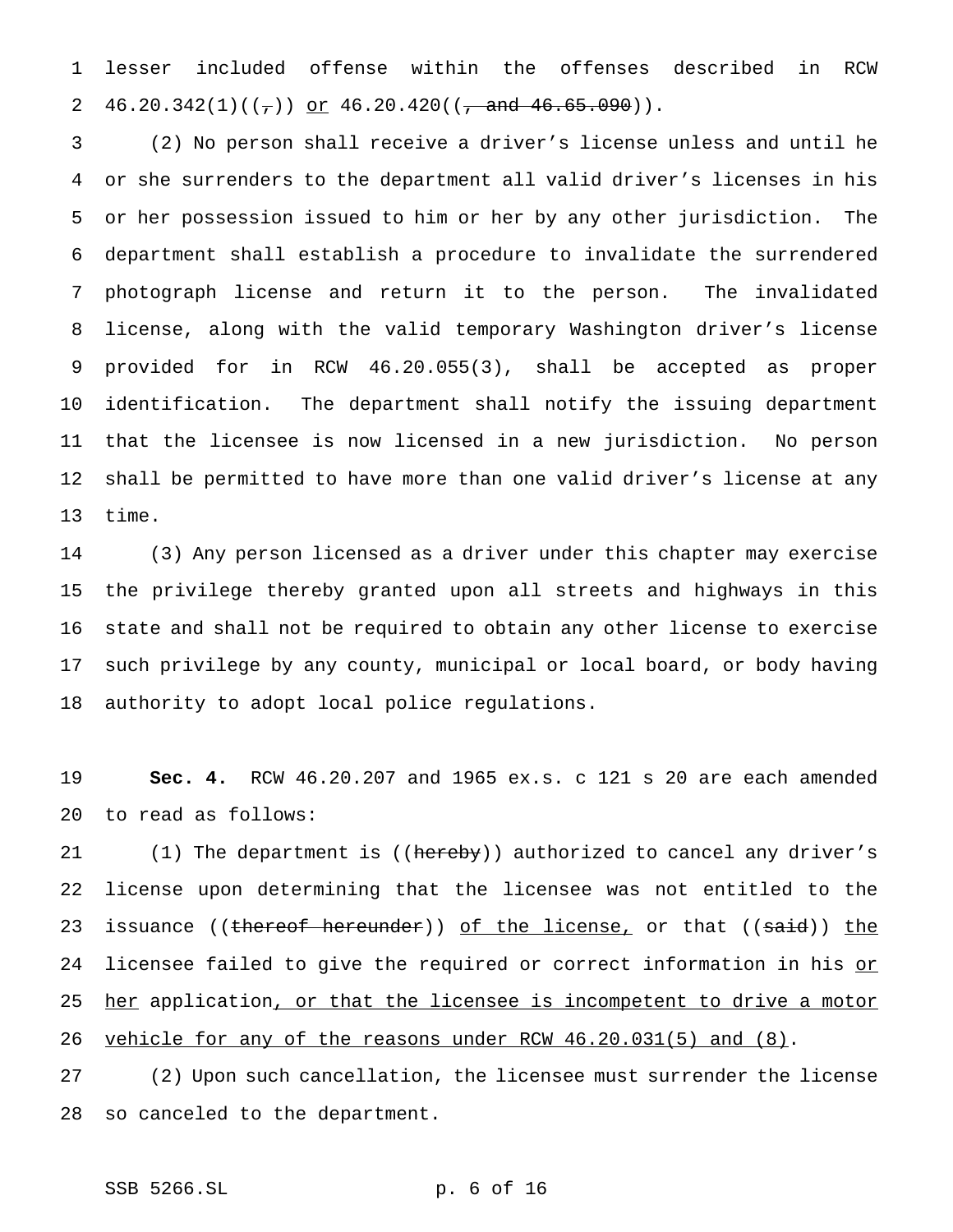lesser included offense within the offenses described in RCW 46.20.342(1)((,)) <u>or</u> 46.20.420((~~, and 46.65.090~~)).

(2) No person shall receive a driver's license unless and until he or she surrenders to the department all valid driver's licenses in his or her possession issued to him or her by any other jurisdiction. The department shall establish a procedure to invalidate the surrendered photograph license and return it to the person. The invalidated license, along with the valid temporary Washington driver's license provided for in RCW 46.20.055(3), shall be accepted as proper identification. The department shall notify the issuing department that the licensee is now licensed in a new jurisdiction. No person shall be permitted to have more than one valid driver's license at any time.

(3) Any person licensed as a driver under this chapter may exercise the privilege thereby granted upon all streets and highways in this state and shall not be required to obtain any other license to exercise such privilege by any county, municipal or local board, or body having authority to adopt local police regulations.

**Sec. 4.** RCW 46.20.207 and 1965 ex.s. c 121 s 20 are each amended to read as follows:

(1) The department is ((~~hereby~~)) authorized to cancel any driver's license upon determining that the licensee was not entitled to the issuance ((~~thereof hereunder~~)) <u>of the license,</u> or that ((~~said~~)) <u>the</u> licensee failed to give the required or correct information in his <u>or her</u> application<u>, or that the licensee is incompetent to drive a motor vehicle for any of the reasons under RCW 46.20.031(5) and (8)</u>.

(2) Upon such cancellation, the licensee must surrender the license so canceled to the department.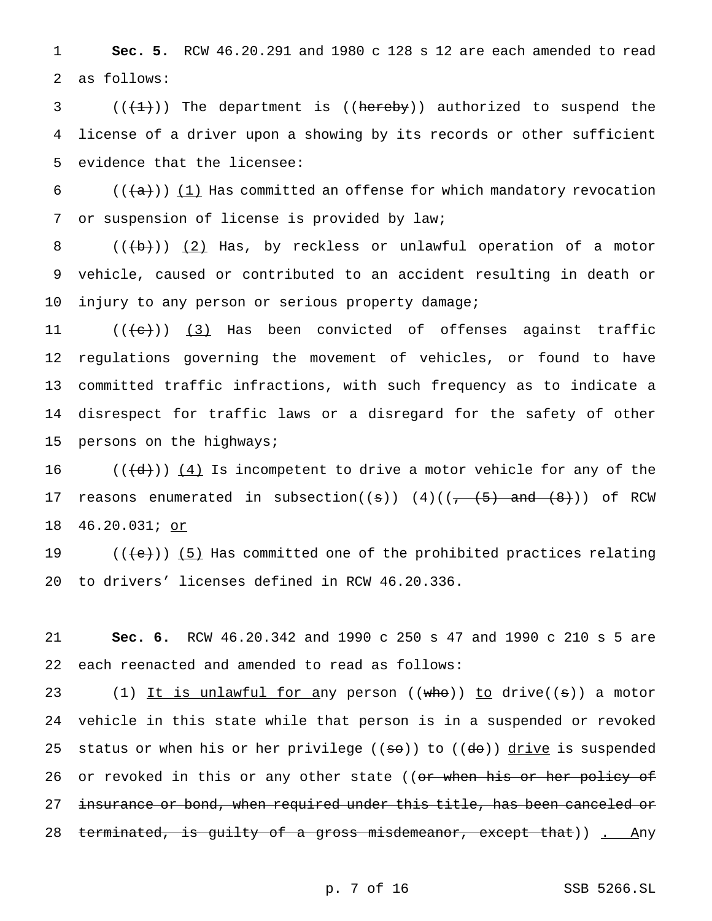**Sec. 5.** RCW 46.20.291 and 1980 c 128 s 12 are each amended to read as follows:

(((1))) The department is ((~~hereby~~)) authorized to suspend the license of a driver upon a showing by its records or other sufficient evidence that the licensee:

(((~~(a)~~))) <u>(1)</u> Has committed an offense for which mandatory revocation or suspension of license is provided by law;

(((~~(b)~~))) <u>(2)</u> Has, by reckless or unlawful operation of a motor vehicle, caused or contributed to an accident resulting in death or injury to any person or serious property damage;

(((~~(c)~~))) <u>(3)</u> Has been convicted of offenses against traffic regulations governing the movement of vehicles, or found to have committed traffic infractions, with such frequency as to indicate a disrespect for traffic laws or a disregard for the safety of other persons on the highways;

(((~~(d)~~))) <u>(4)</u> Is incompetent to drive a motor vehicle for any of the reasons enumerated in subsection((~~s~~)) (4)((~~, (5) and (8)~~)) of RCW 46.20.031; <u>or</u>

(((~~(e)~~))) <u>(5)</u> Has committed one of the prohibited practices relating to drivers' licenses defined in RCW 46.20.336.

**Sec. 6.** RCW 46.20.342 and 1990 c 250 s 47 and 1990 c 210 s 5 are each reenacted and amended to read as follows:

(1) <u>It is unlawful for a</u>ny person ((~~who~~)) <u>to</u> drive((~~s~~)) a motor vehicle in this state while that person is in a suspended or revoked status or when his or her privilege ((~~so~~)) to ((~~do~~)) <u>drive</u> is suspended or revoked in this or any other state ((~~or when his or her policy of insurance or bond, when required under this title, has been canceled or terminated, is guilty of a gross misdemeanor, except that~~)) <u>. A</u>ny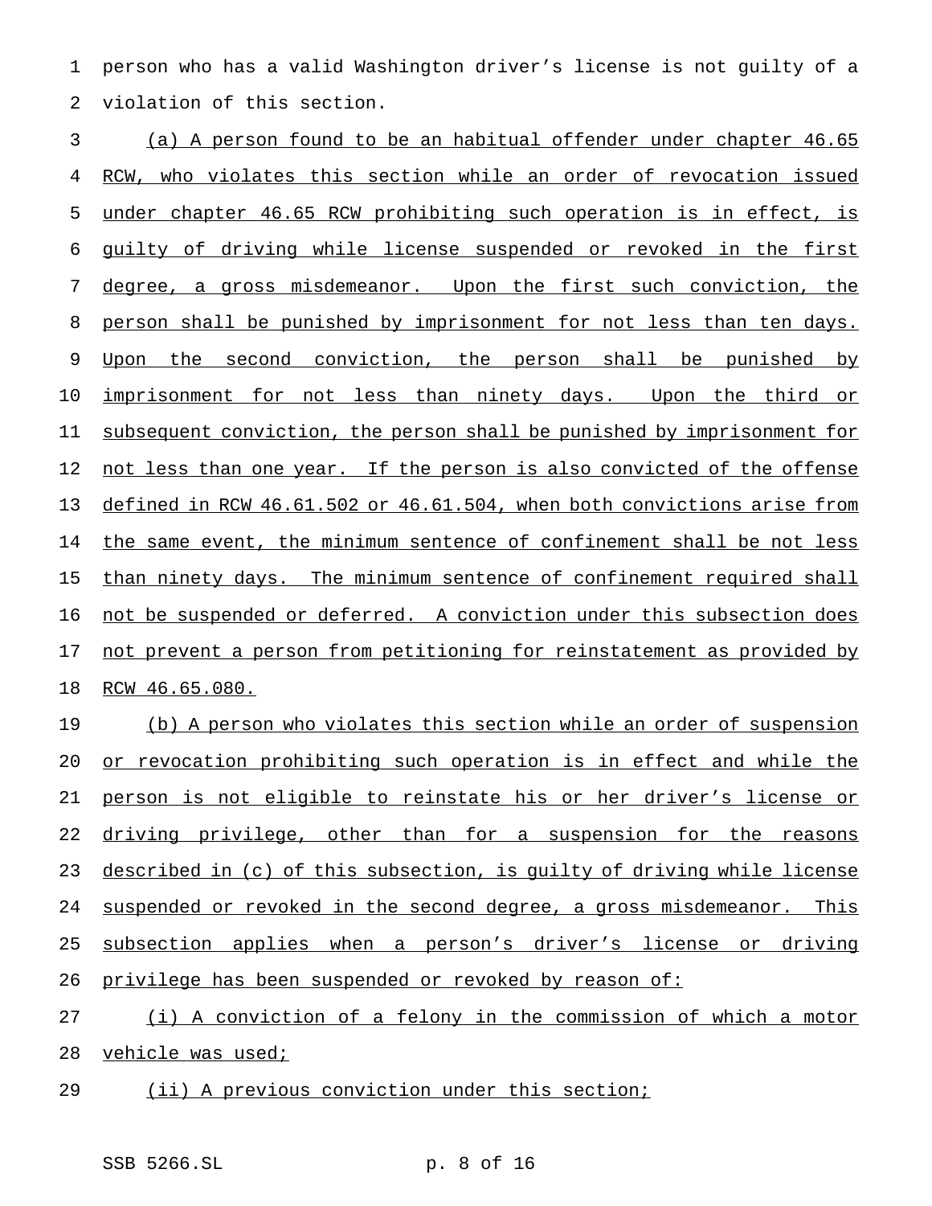person who has a valid Washington driver's license is not guilty of a violation of this section.

(a) A person found to be an habitual offender under chapter 46.65 RCW, who violates this section while an order of revocation issued under chapter 46.65 RCW prohibiting such operation is in effect, is guilty of driving while license suspended or revoked in the first degree, a gross misdemeanor. Upon the first such conviction, the person shall be punished by imprisonment for not less than ten days. Upon the second conviction, the person shall be punished by imprisonment for not less than ninety days. Upon the third or subsequent conviction, the person shall be punished by imprisonment for not less than one year. If the person is also convicted of the offense defined in RCW 46.61.502 or 46.61.504, when both convictions arise from the same event, the minimum sentence of confinement shall be not less than ninety days. The minimum sentence of confinement required shall not be suspended or deferred. A conviction under this subsection does not prevent a person from petitioning for reinstatement as provided by RCW 46.65.080.

(b) A person who violates this section while an order of suspension or revocation prohibiting such operation is in effect and while the person is not eligible to reinstate his or her driver's license or driving privilege, other than for a suspension for the reasons described in (c) of this subsection, is guilty of driving while license suspended or revoked in the second degree, a gross misdemeanor. This subsection applies when a person's driver's license or driving privilege has been suspended or revoked by reason of:

(i) A conviction of a felony in the commission of which a motor vehicle was used;

(ii) A previous conviction under this section;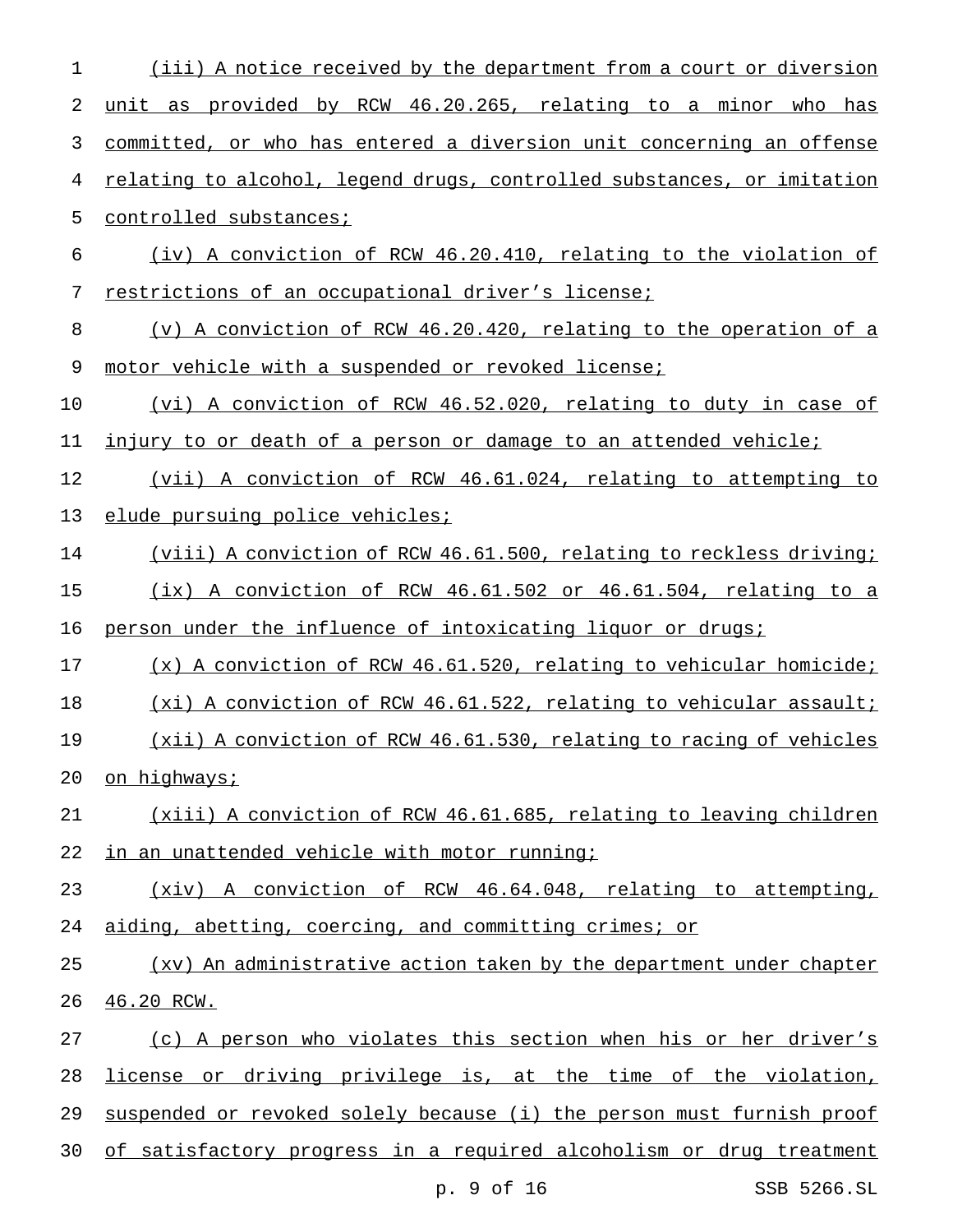(iii) A notice received by the department from a court or diversion unit as provided by RCW 46.20.265, relating to a minor who has committed, or who has entered a diversion unit concerning an offense relating to alcohol, legend drugs, controlled substances, or imitation controlled substances;

(iv) A conviction of RCW 46.20.410, relating to the violation of restrictions of an occupational driver's license;

(v) A conviction of RCW 46.20.420, relating to the operation of a motor vehicle with a suspended or revoked license;

(vi) A conviction of RCW 46.52.020, relating to duty in case of injury to or death of a person or damage to an attended vehicle;

(vii) A conviction of RCW 46.61.024, relating to attempting to elude pursuing police vehicles;

(viii) A conviction of RCW 46.61.500, relating to reckless driving;

(ix) A conviction of RCW 46.61.502 or 46.61.504, relating to a person under the influence of intoxicating liquor or drugs;

(x) A conviction of RCW 46.61.520, relating to vehicular homicide;

(xi) A conviction of RCW 46.61.522, relating to vehicular assault;

(xii) A conviction of RCW 46.61.530, relating to racing of vehicles on highways;

(xiii) A conviction of RCW 46.61.685, relating to leaving children in an unattended vehicle with motor running;

(xiv) A conviction of RCW 46.64.048, relating to attempting, aiding, abetting, coercing, and committing crimes; or

(xv) An administrative action taken by the department under chapter 46.20 RCW.

(c) A person who violates this section when his or her driver's license or driving privilege is, at the time of the violation, suspended or revoked solely because (i) the person must furnish proof of satisfactory progress in a required alcoholism or drug treatment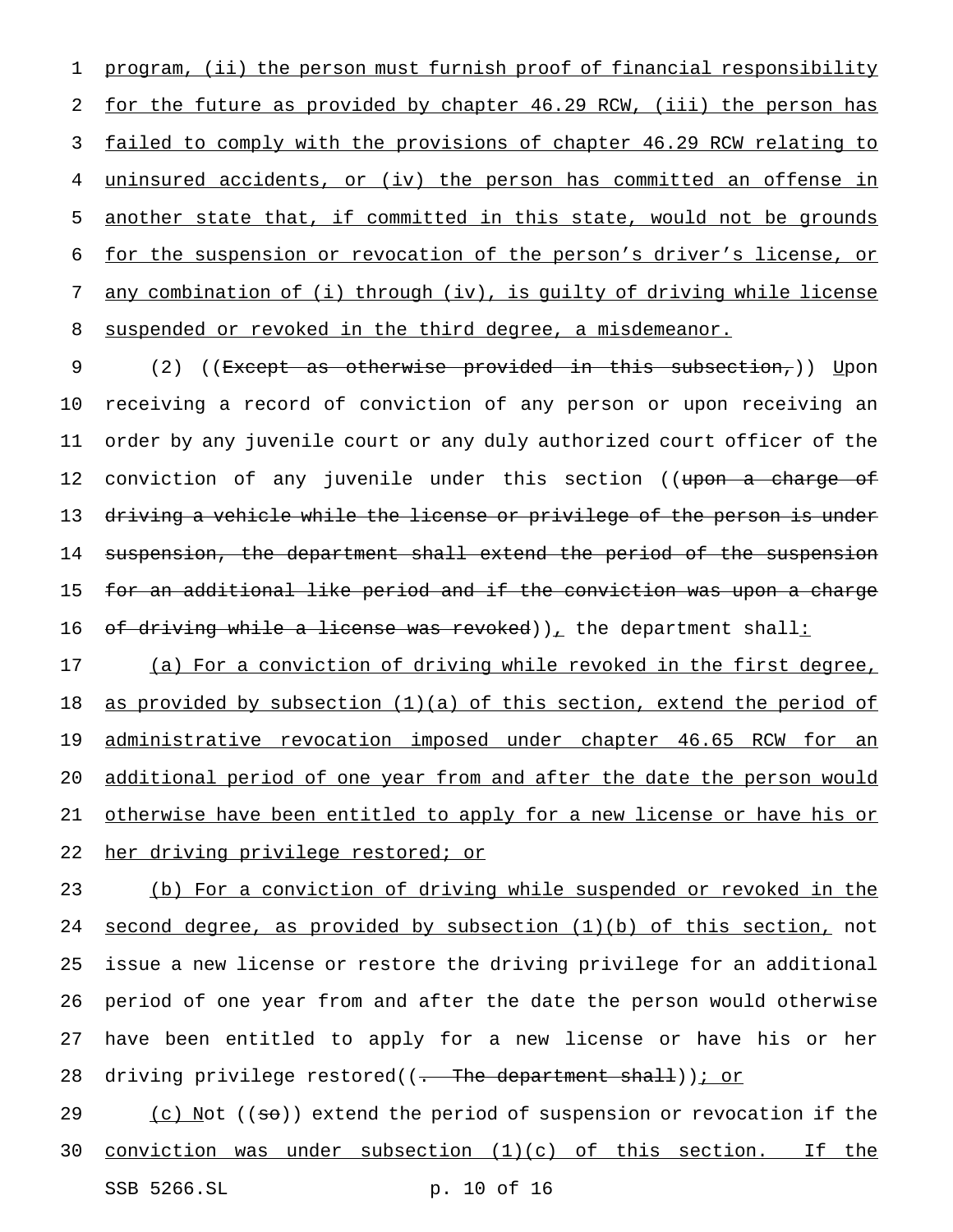program, (ii) the person must furnish proof of financial responsibility for the future as provided by chapter 46.29 RCW, (iii) the person has failed to comply with the provisions of chapter 46.29 RCW relating to uninsured accidents, or (iv) the person has committed an offense in another state that, if committed in this state, would not be grounds for the suspension or revocation of the person's driver's license, or any combination of (i) through (iv), is guilty of driving while license suspended or revoked in the third degree, a misdemeanor.

(2) ((~~Except as otherwise provided in this subsection,~~)) Upon receiving a record of conviction of any person or upon receiving an order by any juvenile court or any duly authorized court officer of the conviction of any juvenile under this section ((~~upon a charge of driving a vehicle while the license or privilege of the person is under suspension, the department shall extend the period of the suspension for an additional like period and if the conviction was upon a charge of driving while a license was revoked~~)), the department shall:

(a) For a conviction of driving while revoked in the first degree, as provided by subsection (1)(a) of this section, extend the period of administrative revocation imposed under chapter 46.65 RCW for an additional period of one year from and after the date the person would otherwise have been entitled to apply for a new license or have his or her driving privilege restored; or

(b) For a conviction of driving while suspended or revoked in the second degree, as provided by subsection (1)(b) of this section, not issue a new license or restore the driving privilege for an additional period of one year from and after the date the person would otherwise have been entitled to apply for a new license or have his or her driving privilege restored((~~. The department shall~~)); or

(c) Not ((~~so~~)) extend the period of suspension or revocation if the conviction was under subsection (1)(c) of this section. If the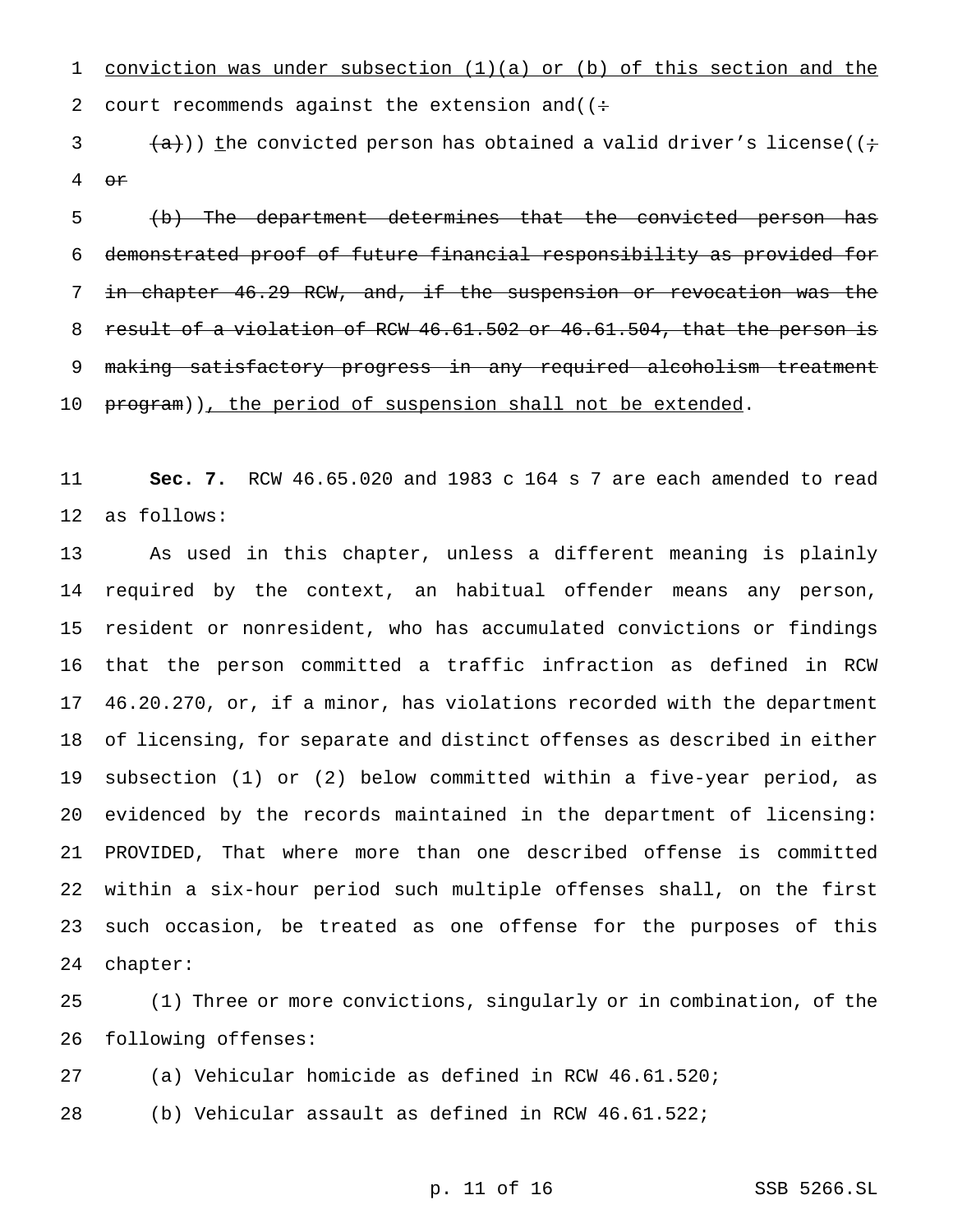conviction was under subsection (1)(a) or (b) of this section and the court recommends against the extension and((:

(a))) the convicted person has obtained a valid driver's license((; or

(b) The department determines that the convicted person has demonstrated proof of future financial responsibility as provided for in chapter 46.29 RCW, and, if the suspension or revocation was the result of a violation of RCW 46.61.502 or 46.61.504, that the person is making satisfactory progress in any required alcoholism treatment program)), the period of suspension shall not be extended.

**Sec. 7.** RCW 46.65.020 and 1983 c 164 s 7 are each amended to read as follows:

As used in this chapter, unless a different meaning is plainly required by the context, an habitual offender means any person, resident or nonresident, who has accumulated convictions or findings that the person committed a traffic infraction as defined in RCW 46.20.270, or, if a minor, has violations recorded with the department of licensing, for separate and distinct offenses as described in either subsection (1) or (2) below committed within a five-year period, as evidenced by the records maintained in the department of licensing: PROVIDED, That where more than one described offense is committed within a six-hour period such multiple offenses shall, on the first such occasion, be treated as one offense for the purposes of this chapter:

(1) Three or more convictions, singularly or in combination, of the following offenses:

(a) Vehicular homicide as defined in RCW 46.61.520;

(b) Vehicular assault as defined in RCW 46.61.522;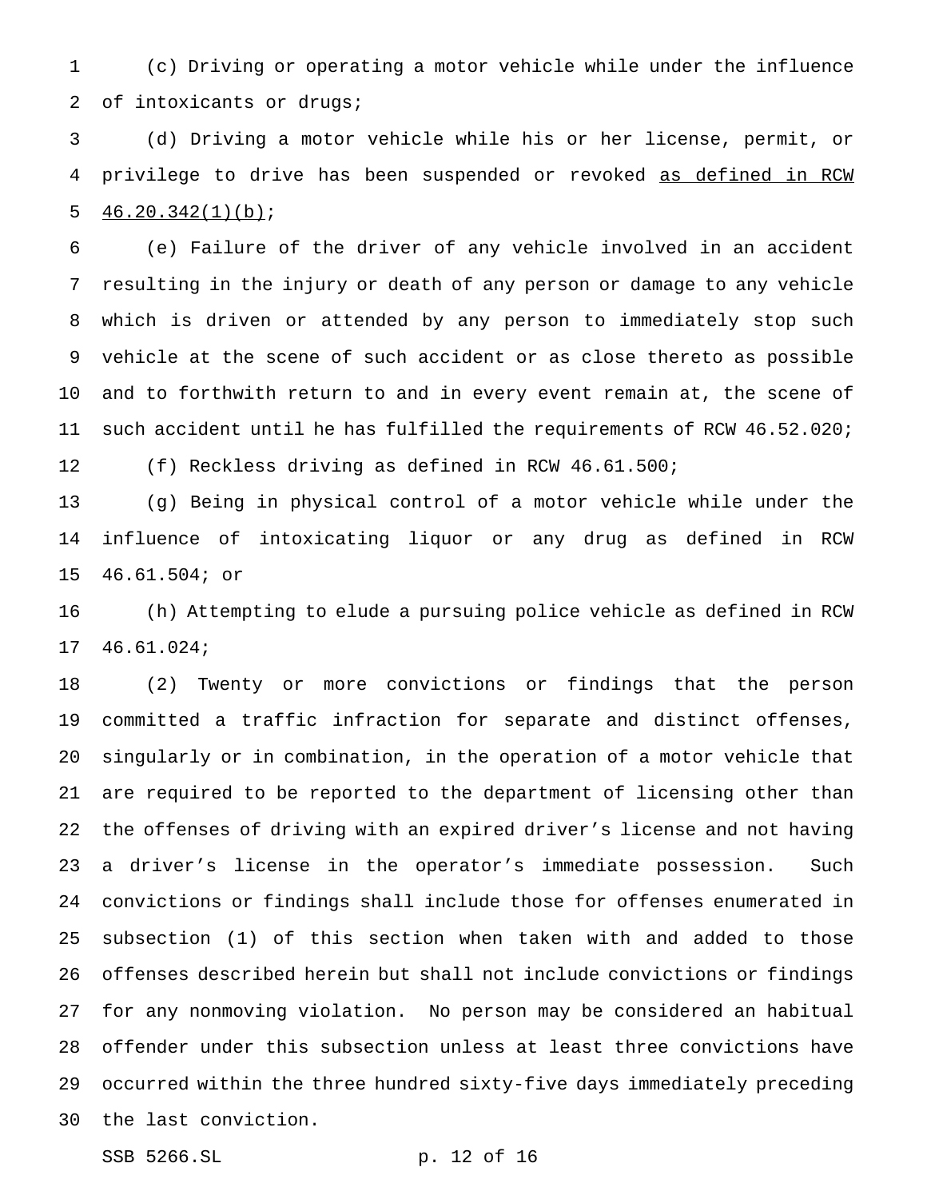(c) Driving or operating a motor vehicle while under the influence of intoxicants or drugs;

(d) Driving a motor vehicle while his or her license, permit, or privilege to drive has been suspended or revoked <u>as defined in RCW 46.20.342(1)(b)</u>;

(e) Failure of the driver of any vehicle involved in an accident resulting in the injury or death of any person or damage to any vehicle which is driven or attended by any person to immediately stop such vehicle at the scene of such accident or as close thereto as possible and to forthwith return to and in every event remain at, the scene of such accident until he has fulfilled the requirements of RCW 46.52.020;

(f) Reckless driving as defined in RCW 46.61.500;

(g) Being in physical control of a motor vehicle while under the influence of intoxicating liquor or any drug as defined in RCW 46.61.504; or

(h) Attempting to elude a pursuing police vehicle as defined in RCW 46.61.024;

(2) Twenty or more convictions or findings that the person committed a traffic infraction for separate and distinct offenses, singularly or in combination, in the operation of a motor vehicle that are required to be reported to the department of licensing other than the offenses of driving with an expired driver's license and not having a driver's license in the operator's immediate possession. Such convictions or findings shall include those for offenses enumerated in subsection (1) of this section when taken with and added to those offenses described herein but shall not include convictions or findings for any nonmoving violation. No person may be considered an habitual offender under this subsection unless at least three convictions have occurred within the three hundred sixty-five days immediately preceding the last conviction.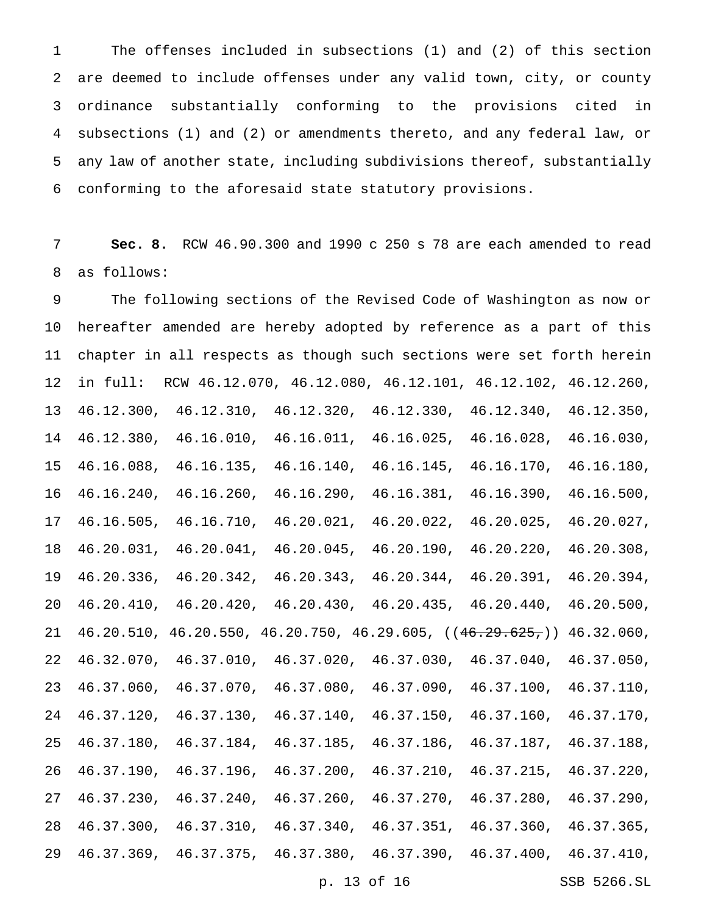The offenses included in subsections (1) and (2) of this section are deemed to include offenses under any valid town, city, or county ordinance substantially conforming to the provisions cited in subsections (1) and (2) or amendments thereto, and any federal law, or any law of another state, including subdivisions thereof, substantially conforming to the aforesaid state statutory provisions.

**Sec. 8.** RCW 46.90.300 and 1990 c 250 s 78 are each amended to read as follows:

The following sections of the Revised Code of Washington as now or hereafter amended are hereby adopted by reference as a part of this chapter in all respects as though such sections were set forth herein in full: RCW 46.12.070, 46.12.080, 46.12.101, 46.12.102, 46.12.260, 46.12.300, 46.12.310, 46.12.320, 46.12.330, 46.12.340, 46.12.350, 46.12.380, 46.16.010, 46.16.011, 46.16.025, 46.16.028, 46.16.030, 46.16.088, 46.16.135, 46.16.140, 46.16.145, 46.16.170, 46.16.180, 46.16.240, 46.16.260, 46.16.290, 46.16.381, 46.16.390, 46.16.500, 46.16.505, 46.16.710, 46.20.021, 46.20.022, 46.20.025, 46.20.027, 46.20.031, 46.20.041, 46.20.045, 46.20.190, 46.20.220, 46.20.308, 46.20.336, 46.20.342, 46.20.343, 46.20.344, 46.20.391, 46.20.394, 46.20.410, 46.20.420, 46.20.430, 46.20.435, 46.20.440, 46.20.500, 46.20.510, 46.20.550, 46.20.750, 46.29.605, ((~~46.29.625,~~)) 46.32.060, 46.32.070, 46.37.010, 46.37.020, 46.37.030, 46.37.040, 46.37.050, 46.37.060, 46.37.070, 46.37.080, 46.37.090, 46.37.100, 46.37.110, 46.37.120, 46.37.130, 46.37.140, 46.37.150, 46.37.160, 46.37.170, 46.37.180, 46.37.184, 46.37.185, 46.37.186, 46.37.187, 46.37.188, 46.37.190, 46.37.196, 46.37.200, 46.37.210, 46.37.215, 46.37.220, 46.37.230, 46.37.240, 46.37.260, 46.37.270, 46.37.280, 46.37.290, 46.37.300, 46.37.310, 46.37.340, 46.37.351, 46.37.360, 46.37.365, 46.37.369, 46.37.375, 46.37.380, 46.37.390, 46.37.400, 46.37.410,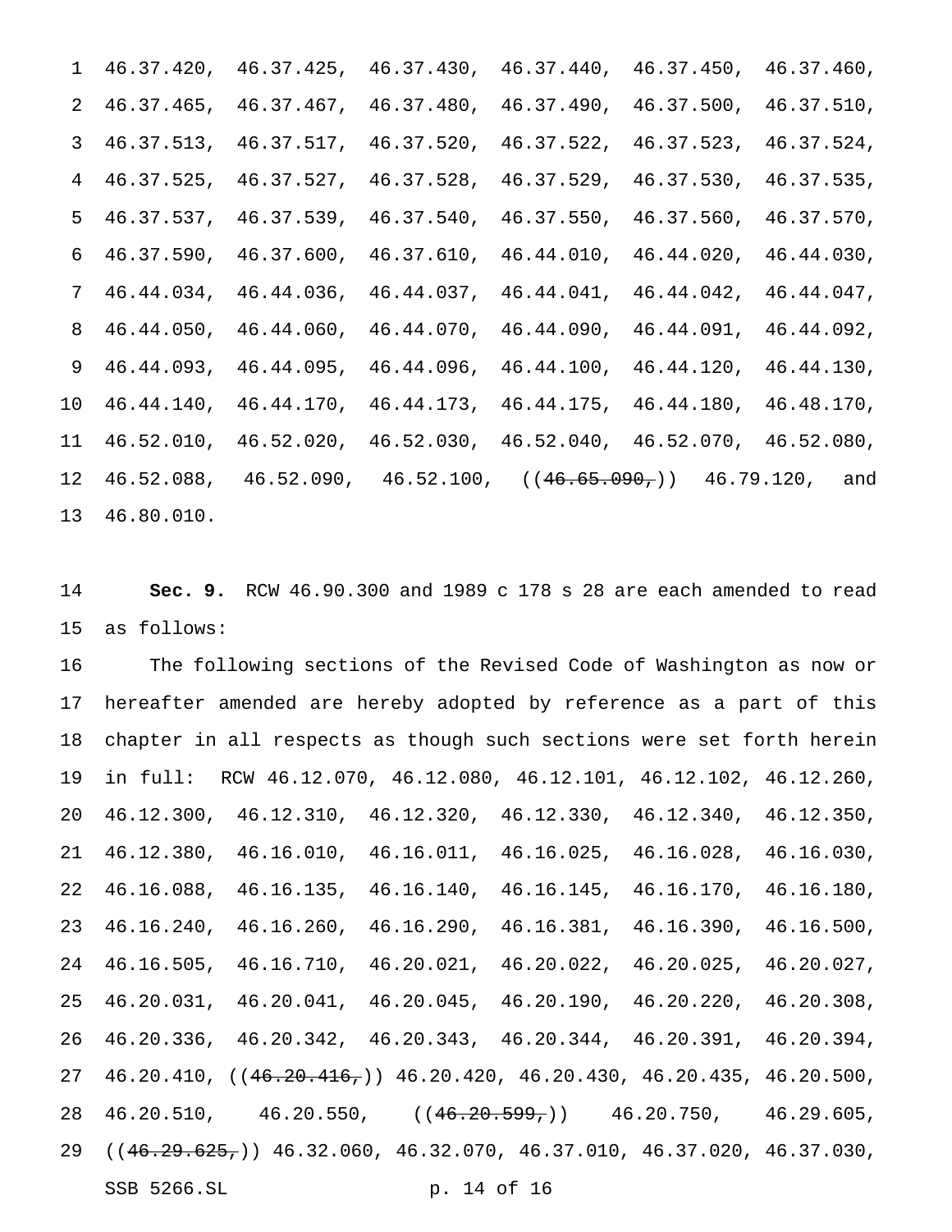46.37.420, 46.37.425, 46.37.430, 46.37.440, 46.37.450, 46.37.460, 46.37.465, 46.37.467, 46.37.480, 46.37.490, 46.37.500, 46.37.510, 46.37.513, 46.37.517, 46.37.520, 46.37.522, 46.37.523, 46.37.524, 46.37.525, 46.37.527, 46.37.528, 46.37.529, 46.37.530, 46.37.535, 46.37.537, 46.37.539, 46.37.540, 46.37.550, 46.37.560, 46.37.570, 46.37.590, 46.37.600, 46.37.610, 46.44.010, 46.44.020, 46.44.030, 46.44.034, 46.44.036, 46.44.037, 46.44.041, 46.44.042, 46.44.047, 46.44.050, 46.44.060, 46.44.070, 46.44.090, 46.44.091, 46.44.092, 46.44.093, 46.44.095, 46.44.096, 46.44.100, 46.44.120, 46.44.130, 46.44.140, 46.44.170, 46.44.173, 46.44.175, 46.44.180, 46.48.170, 46.52.010, 46.52.020, 46.52.030, 46.52.040, 46.52.070, 46.52.080, 46.52.088, 46.52.090, 46.52.100, ((~~46.65.090,~~)) 46.79.120, and 46.80.010.

**Sec. 9.** RCW 46.90.300 and 1989 c 178 s 28 are each amended to read as follows:

The following sections of the Revised Code of Washington as now or hereafter amended are hereby adopted by reference as a part of this chapter in all respects as though such sections were set forth herein in full: RCW 46.12.070, 46.12.080, 46.12.101, 46.12.102, 46.12.260, 46.12.300, 46.12.310, 46.12.320, 46.12.330, 46.12.340, 46.12.350, 46.12.380, 46.16.010, 46.16.011, 46.16.025, 46.16.028, 46.16.030, 46.16.088, 46.16.135, 46.16.140, 46.16.145, 46.16.170, 46.16.180, 46.16.240, 46.16.260, 46.16.290, 46.16.381, 46.16.390, 46.16.500, 46.16.505, 46.16.710, 46.20.021, 46.20.022, 46.20.025, 46.20.027, 46.20.031, 46.20.041, 46.20.045, 46.20.190, 46.20.220, 46.20.308, 46.20.336, 46.20.342, 46.20.343, 46.20.344, 46.20.391, 46.20.394, 46.20.410, ((~~46.20.416,~~)) 46.20.420, 46.20.430, 46.20.435, 46.20.500, 46.20.510, 46.20.550, ((~~46.20.599,~~)) 46.20.750, 46.29.605, ((~~46.29.625,~~)) 46.32.060, 46.32.070, 46.37.010, 46.37.020, 46.37.030,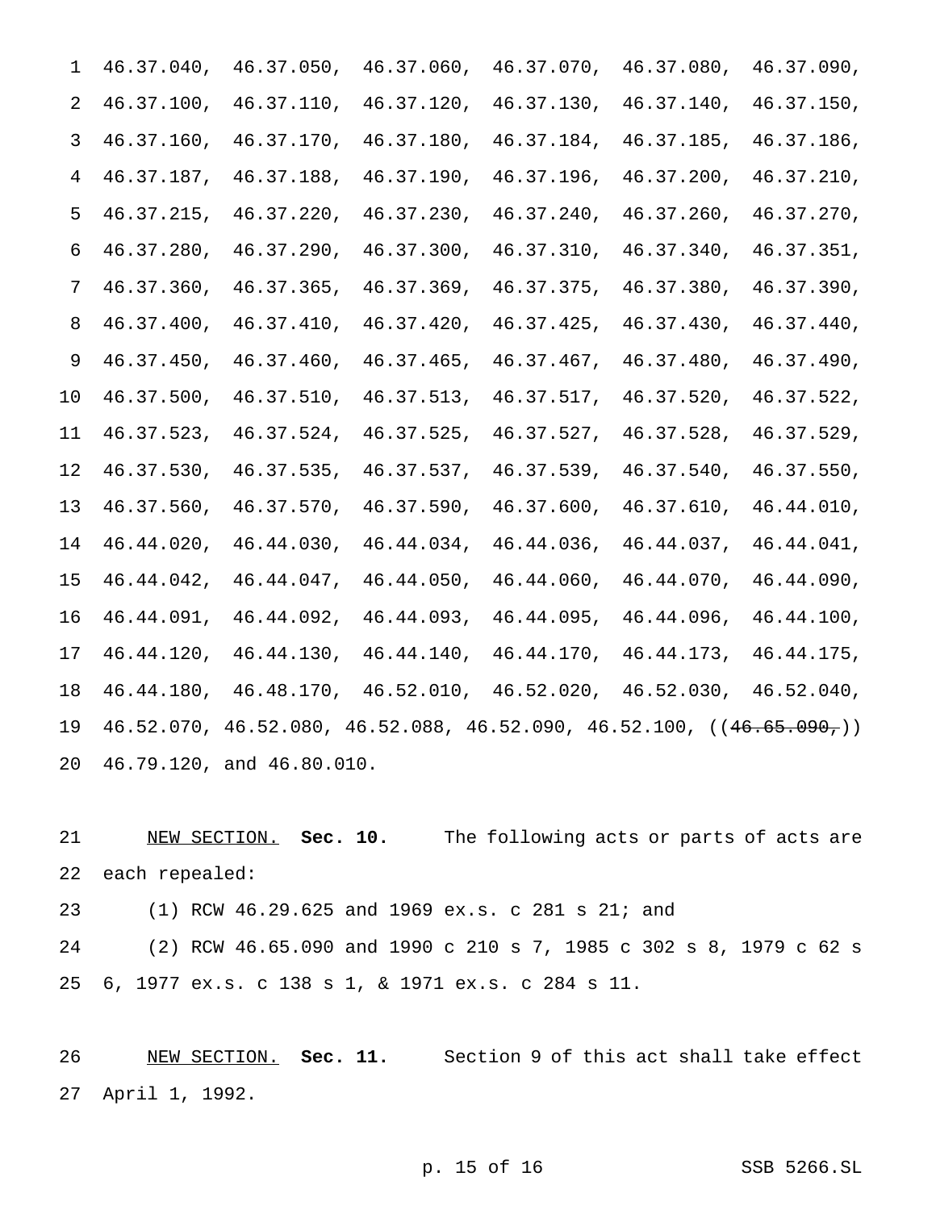46.37.040, 46.37.050, 46.37.060, 46.37.070, 46.37.080, 46.37.090, 46.37.100, 46.37.110, 46.37.120, 46.37.130, 46.37.140, 46.37.150, 46.37.160, 46.37.170, 46.37.180, 46.37.184, 46.37.185, 46.37.186, 46.37.187, 46.37.188, 46.37.190, 46.37.196, 46.37.200, 46.37.210, 46.37.215, 46.37.220, 46.37.230, 46.37.240, 46.37.260, 46.37.270, 46.37.280, 46.37.290, 46.37.300, 46.37.310, 46.37.340, 46.37.351, 46.37.360, 46.37.365, 46.37.369, 46.37.375, 46.37.380, 46.37.390, 46.37.400, 46.37.410, 46.37.420, 46.37.425, 46.37.430, 46.37.440, 46.37.450, 46.37.460, 46.37.465, 46.37.467, 46.37.480, 46.37.490, 46.37.500, 46.37.510, 46.37.513, 46.37.517, 46.37.520, 46.37.522, 46.37.523, 46.37.524, 46.37.525, 46.37.527, 46.37.528, 46.37.529, 46.37.530, 46.37.535, 46.37.537, 46.37.539, 46.37.540, 46.37.550, 46.37.560, 46.37.570, 46.37.590, 46.37.600, 46.37.610, 46.44.010, 46.44.020, 46.44.030, 46.44.034, 46.44.036, 46.44.037, 46.44.041, 46.44.042, 46.44.047, 46.44.050, 46.44.060, 46.44.070, 46.44.090, 46.44.091, 46.44.092, 46.44.093, 46.44.095, 46.44.096, 46.44.100, 46.44.120, 46.44.130, 46.44.140, 46.44.170, 46.44.173, 46.44.175, 46.44.180, 46.48.170, 46.52.010, 46.52.020, 46.52.030, 46.52.040, 46.52.070, 46.52.080, 46.52.088, 46.52.090, 46.52.100, ((~~46.65.090,~~)) 46.79.120, and 46.80.010.

<u>NEW SECTION.</u> **Sec. 10.** The following acts or parts of acts are each repealed:

(1) RCW 46.29.625 and 1969 ex.s. c 281 s 21; and

(2) RCW 46.65.090 and 1990 c 210 s 7, 1985 c 302 s 8, 1979 c 62 s 6, 1977 ex.s. c 138 s 1, & 1971 ex.s. c 284 s 11.

<u>NEW SECTION.</u> **Sec. 11.** Section 9 of this act shall take effect April 1, 1992.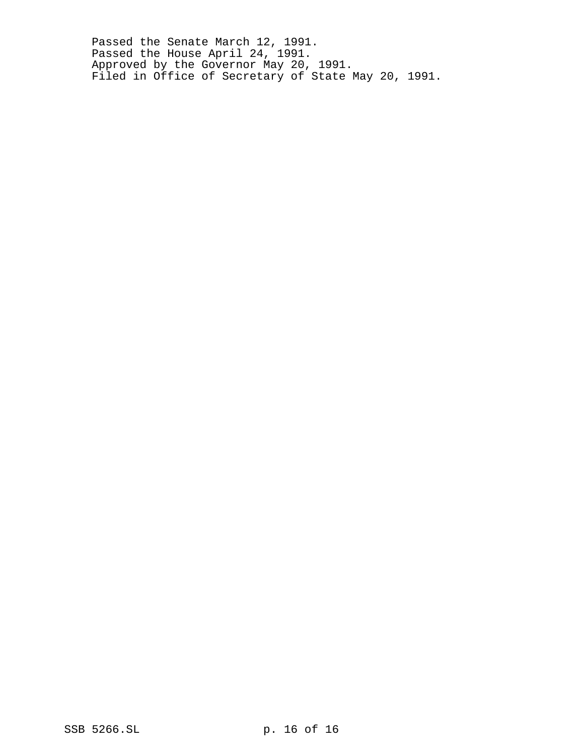Passed the Senate March 12, 1991.
Passed the House April 24, 1991.
Approved by the Governor May 20, 1991.
Filed in Office of Secretary of State May 20, 1991.